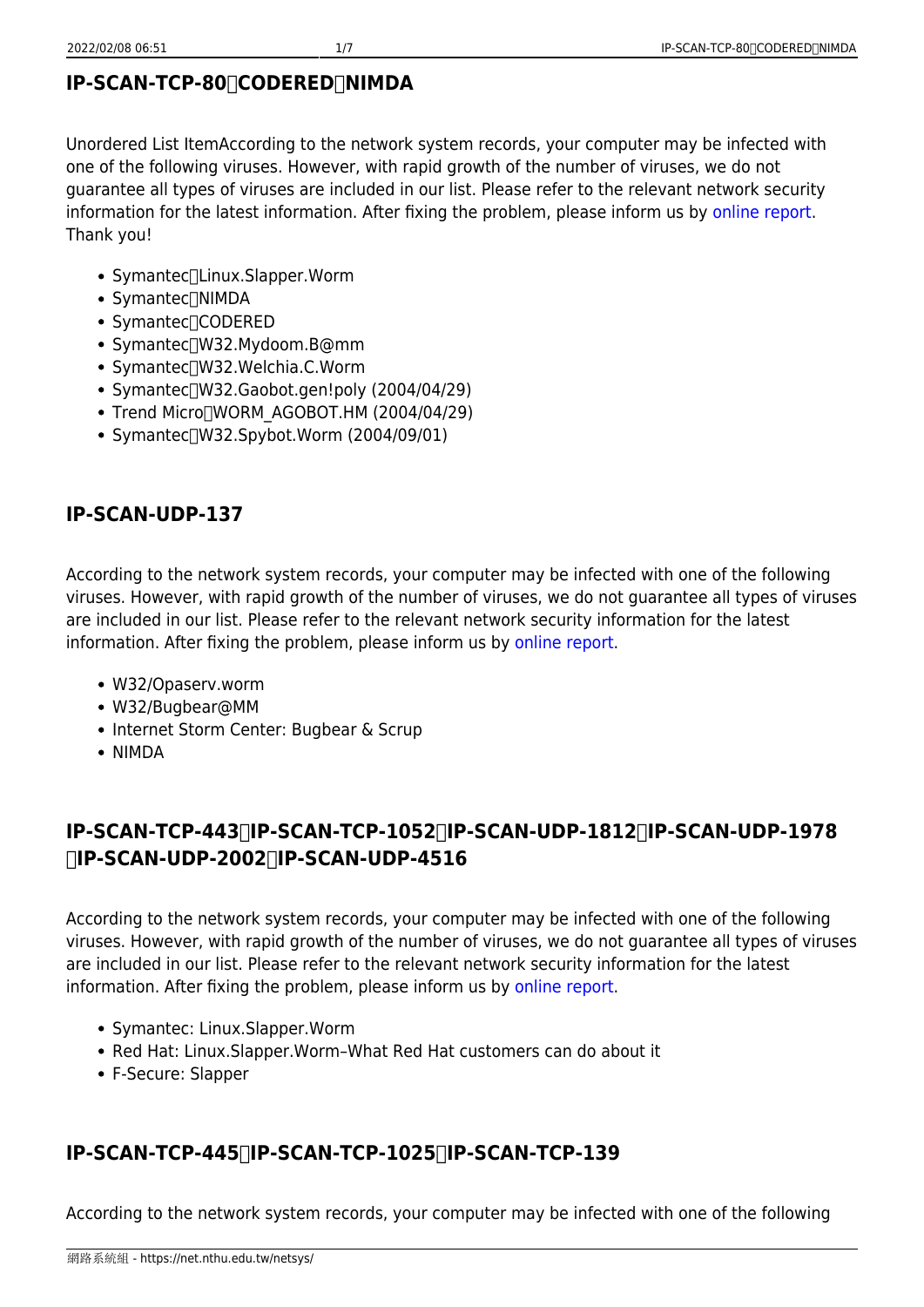## IP-SCAN-TCP-80、CODERED、NIMDA

Unordered List ItemAccording to the network system records, your computer may be infected with one of the following viruses. However, with rapid growth of the number of viruses, we do not guarantee all types of viruses are included in our list. Please refer to the relevant network security information for the latest information. After fixing the problem, please inform us by online report. Thank you!

- Symantec：Linux.Slapper.Worm
- Symantec：NIMDA
- Symantec：CODERED
- Symantec：W32.Mydoom.B@mm
- Symantec：W32.Welchia.C.Worm
- Symantec：W32.Gaobot.gen!poly (2004/04/29)
- Trend Micro：WORM_AGOBOT.HM (2004/04/29)
- Symantec：W32.Spybot.Worm (2004/09/01)

## IP-SCAN-UDP-137

According to the network system records, your computer may be infected with one of the following viruses. However, with rapid growth of the number of viruses, we do not guarantee all types of viruses are included in our list. Please refer to the relevant network security information for the latest information. After fixing the problem, please inform us by online report.

- W32/Opaserv.worm
- W32/Bugbear@MM
- Internet Storm Center: Bugbear & Scrup
- NIMDA

## IP-SCAN-TCP-443、IP-SCAN-TCP-1052、IP-SCAN-UDP-1812、IP-SCAN-UDP-1978、IP-SCAN-UDP-2002、IP-SCAN-UDP-4516

According to the network system records, your computer may be infected with one of the following viruses. However, with rapid growth of the number of viruses, we do not guarantee all types of viruses are included in our list. Please refer to the relevant network security information for the latest information. After fixing the problem, please inform us by online report.

- Symantec: Linux.Slapper.Worm
- Red Hat: Linux.Slapper.Worm–What Red Hat customers can do about it
- F-Secure: Slapper

## IP-SCAN-TCP-445、IP-SCAN-TCP-1025、IP-SCAN-TCP-139

According to the network system records, your computer may be infected with one of the following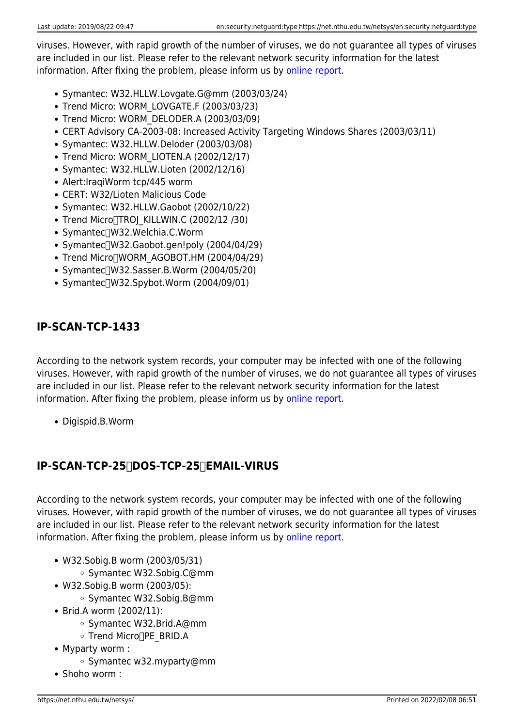viruses. However, with rapid growth of the number of viruses, we do not guarantee all types of viruses are included in our list. Please refer to the relevant network security information for the latest information. After fixing the problem, please inform us by online report.

- Symantec: W32.HLLW.Lovgate.G@mm (2003/03/24)
- Trend Micro: WORM_LOVGATE.F (2003/03/23)
- Trend Micro: WORM_DELODER.A (2003/03/09)
- CERT Advisory CA-2003-08: Increased Activity Targeting Windows Shares (2003/03/11)
- Symantec: W32.HLLW.Deloder (2003/03/08)
- Trend Micro: WORM_LIOTEN.A (2002/12/17)
- Symantec: W32.HLLW.Lioten (2002/12/16)
- Alert:IraqiWorm tcp/445 worm
- CERT: W32/Lioten Malicious Code
- Symantec: W32.HLLW.Gaobot (2002/10/22)
- Trend Micro：TROJ_KILLWIN.C (2002/12 /30)
- Symantec：W32.Welchia.C.Worm
- Symantec：W32.Gaobot.gen!poly (2004/04/29)
- Trend Micro：WORM_AGOBOT.HM (2004/04/29)
- Symantec：W32.Sasser.B.Worm (2004/05/20)
- Symantec：W32.Spybot.Worm (2004/09/01)

## IP-SCAN-TCP-1433

According to the network system records, your computer may be infected with one of the following viruses. However, with rapid growth of the number of viruses, we do not guarantee all types of viruses are included in our list. Please refer to the relevant network security information for the latest information. After fixing the problem, please inform us by online report.

- Digispid.B.Worm

## IP-SCAN-TCP-25、DOS-TCP-25、EMAIL-VIRUS

According to the network system records, your computer may be infected with one of the following viruses. However, with rapid growth of the number of viruses, we do not guarantee all types of viruses are included in our list. Please refer to the relevant network security information for the latest information. After fixing the problem, please inform us by online report.

- W32.Sobig.B worm (2003/05/31)
  - Symantec W32.Sobig.C@mm
- W32.Sobig.B worm (2003/05):
  - Symantec W32.Sobig.B@mm
- Brid.A worm (2002/11):
  - Symantec W32.Brid.A@mm
  - Trend Micro：PE_BRID.A
- Myparty worm :
  - Symantec w32.myparty@mm
- Shoho worm :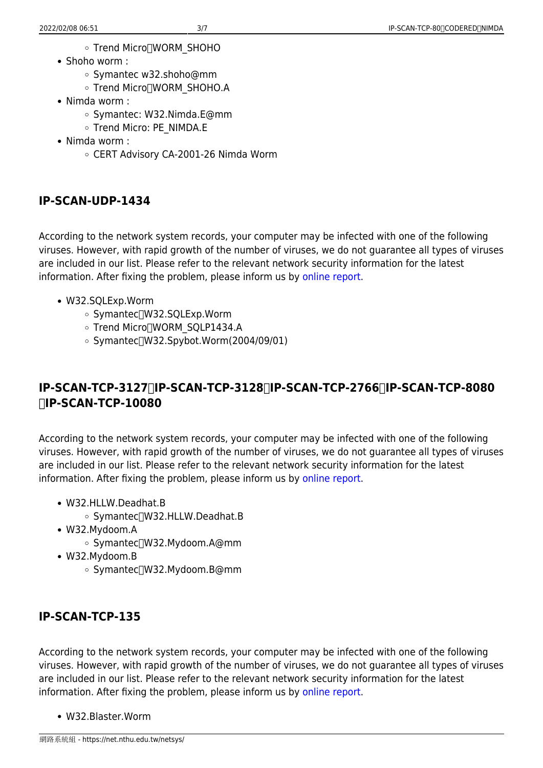- Trend Micro：WORM_SHOHO
- Shoho worm :
  - Symantec w32.shoho@mm
  - Trend Micro：WORM_SHOHO.A
- Nimda worm :
  - Symantec: W32.Nimda.E@mm
  - Trend Micro: PE_NIMDA.E
- Nimda worm :
  - CERT Advisory CA-2001-26 Nimda Worm

## IP-SCAN-UDP-1434

According to the network system records, your computer may be infected with one of the following viruses. However, with rapid growth of the number of viruses, we do not guarantee all types of viruses are included in our list. Please refer to the relevant network security information for the latest information. After fixing the problem, please inform us by online report.

- W32.SQLExp.Worm
  - Symantec：W32.SQLExp.Worm
  - Trend Micro：WORM_SQLP1434.A
  - Symantec：W32.Spybot.Worm(2004/09/01)

## IP-SCAN-TCP-3127、IP-SCAN-TCP-3128、IP-SCAN-TCP-2766、IP-SCAN-TCP-8080、IP-SCAN-TCP-10080

According to the network system records, your computer may be infected with one of the following viruses. However, with rapid growth of the number of viruses, we do not guarantee all types of viruses are included in our list. Please refer to the relevant network security information for the latest information. After fixing the problem, please inform us by online report.

- W32.HLLW.Deadhat.B
  - Symantec：W32.HLLW.Deadhat.B
- W32.Mydoom.A
  - Symantec：W32.Mydoom.A@mm
- W32.Mydoom.B
  - Symantec：W32.Mydoom.B@mm

## IP-SCAN-TCP-135

According to the network system records, your computer may be infected with one of the following viruses. However, with rapid growth of the number of viruses, we do not guarantee all types of viruses are included in our list. Please refer to the relevant network security information for the latest information. After fixing the problem, please inform us by online report.

- W32.Blaster.Worm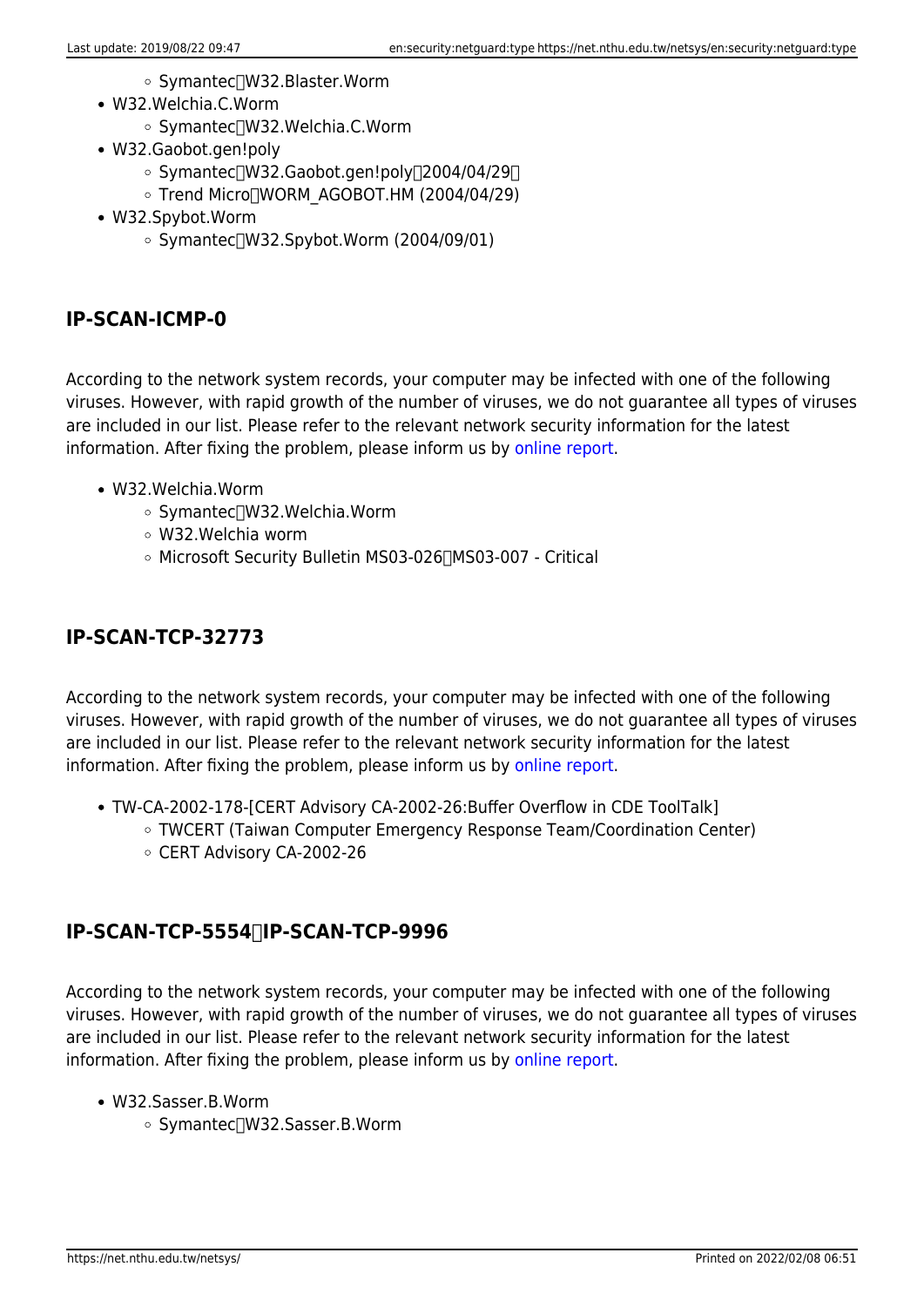- Symantec：W32.Blaster.Worm
- W32.Welchia.C.Worm
    - Symantec：W32.Welchia.C.Worm
- W32.Gaobot.gen!poly
    - Symantec：W32.Gaobot.gen!poly（2004/04/29）
    - Trend Micro：WORM_AGOBOT.HM (2004/04/29)
- W32.Spybot.Worm
    - Symantec：W32.Spybot.Worm (2004/09/01)

## IP-SCAN-ICMP-0

According to the network system records, your computer may be infected with one of the following viruses. However, with rapid growth of the number of viruses, we do not guarantee all types of viruses are included in our list. Please refer to the relevant network security information for the latest information. After fixing the problem, please inform us by online report.

- W32.Welchia.Worm
    - Symantec：W32.Welchia.Worm
    - W32.Welchia worm
    - Microsoft Security Bulletin MS03-026、MS03-007 - Critical

## IP-SCAN-TCP-32773

According to the network system records, your computer may be infected with one of the following viruses. However, with rapid growth of the number of viruses, we do not guarantee all types of viruses are included in our list. Please refer to the relevant network security information for the latest information. After fixing the problem, please inform us by online report.

- TW-CA-2002-178-[CERT Advisory CA-2002-26:Buffer Overflow in CDE ToolTalk]
    - TWCERT (Taiwan Computer Emergency Response Team/Coordination Center)
    - CERT Advisory CA-2002-26

## IP-SCAN-TCP-5554、IP-SCAN-TCP-9996

According to the network system records, your computer may be infected with one of the following viruses. However, with rapid growth of the number of viruses, we do not guarantee all types of viruses are included in our list. Please refer to the relevant network security information for the latest information. After fixing the problem, please inform us by online report.

- W32.Sasser.B.Worm
    - Symantec：W32.Sasser.B.Worm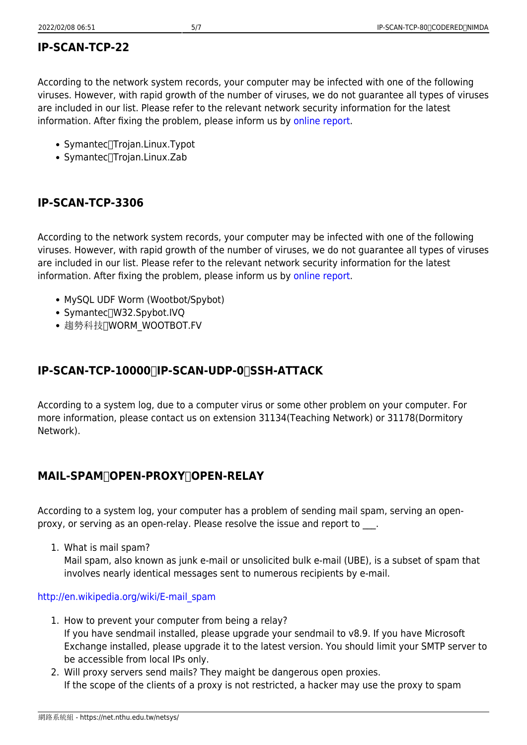## IP-SCAN-TCP-22

According to the network system records, your computer may be infected with one of the following viruses. However, with rapid growth of the number of viruses, we do not guarantee all types of viruses are included in our list. Please refer to the relevant network security information for the latest information. After fixing the problem, please inform us by online report.

- Symantec：Trojan.Linux.Typot
- Symantec：Trojan.Linux.Zab

## IP-SCAN-TCP-3306

According to the network system records, your computer may be infected with one of the following viruses. However, with rapid growth of the number of viruses, we do not guarantee all types of viruses are included in our list. Please refer to the relevant network security information for the latest information. After fixing the problem, please inform us by online report.

- MySQL UDF Worm (Wootbot/Spybot)
- Symantec：W32.Spybot.IVQ
- 趨勢科技：WORM_WOOTBOT.FV

## IP-SCAN-TCP-10000、IP-SCAN-UDP-0、SSH-ATTACK

According to a system log, due to a computer virus or some other problem on your computer. For more information, please contact us on extension 31134(Teaching Network) or 31178(Dormitory Network).

## MAIL-SPAM、OPEN-PROXY、OPEN-RELAY

According to a system log, your computer has a problem of sending mail spam, serving an open-proxy, or serving as an open-relay. Please resolve the issue and report to ___.

1. What is mail spam?
   Mail spam, also known as junk e-mail or unsolicited bulk e-mail (UBE), is a subset of spam that involves nearly identical messages sent to numerous recipients by e-mail.

http://en.wikipedia.org/wiki/E-mail_spam

1. How to prevent your computer from being a relay?
   If you have sendmail installed, please upgrade your sendmail to v8.9. If you have Microsoft Exchange installed, please upgrade it to the latest version. You should limit your SMTP server to be accessible from local IPs only.
2. Will proxy servers send mails? They maight be dangerous open proxies.
   If the scope of the clients of a proxy is not restricted, a hacker may use the proxy to spam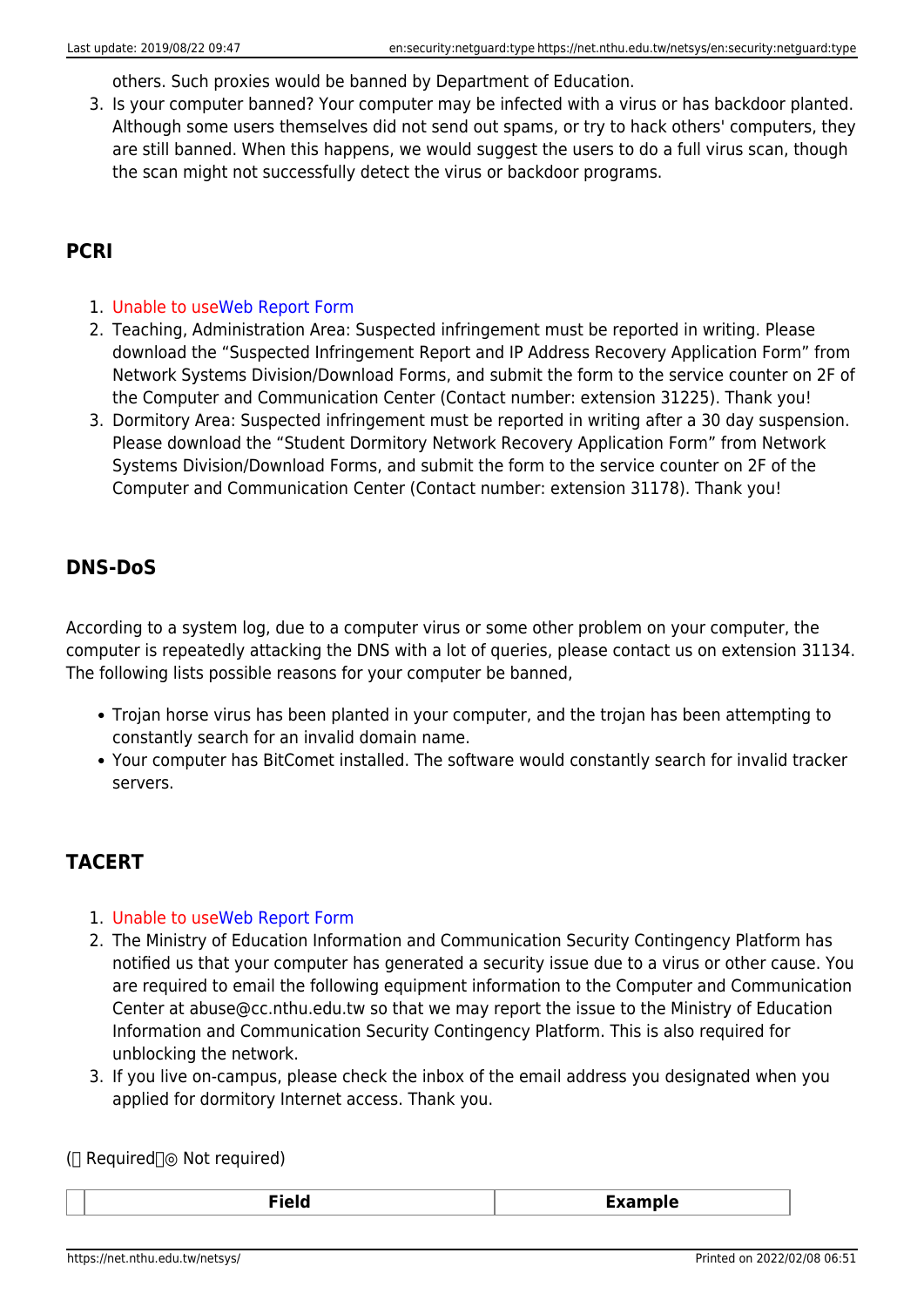others. Such proxies would be banned by Department of Education.
3. Is your computer banned? Your computer may be infected with a virus or has backdoor planted. Although some users themselves did not send out spams, or try to hack others' computers, they are still banned. When this happens, we would suggest the users to do a full virus scan, though the scan might not successfully detect the virus or backdoor programs.

## PCRI

1. Unable to useWeb Report Form
2. Teaching, Administration Area: Suspected infringement must be reported in writing. Please download the “Suspected Infringement Report and IP Address Recovery Application Form” from Network Systems Division/Download Forms, and submit the form to the service counter on 2F of the Computer and Communication Center (Contact number: extension 31225). Thank you!
3. Dormitory Area: Suspected infringement must be reported in writing after a 30 day suspension. Please download the “Student Dormitory Network Recovery Application Form” from Network Systems Division/Download Forms, and submit the form to the service counter on 2F of the Computer and Communication Center (Contact number: extension 31178). Thank you!

## DNS-DoS

According to a system log, due to a computer virus or some other problem on your computer, the computer is repeatedly attacking the DNS with a lot of queries, please contact us on extension 31134. The following lists possible reasons for your computer be banned,

- Trojan horse virus has been planted in your computer, and the trojan has been attempting to constantly search for an invalid domain name.
- Your computer has BitComet installed. The software would constantly search for invalid tracker servers.

## TACERT

1. Unable to useWeb Report Form
2. The Ministry of Education Information and Communication Security Contingency Platform has notified us that your computer has generated a security issue due to a virus or other cause. You are required to email the following equipment information to the Computer and Communication Center at abuse@cc.nthu.edu.tw so that we may report the issue to the Ministry of Education Information and Communication Security Contingency Platform. This is also required for unblocking the network.
3. If you live on-campus, please check the inbox of the email address you designated when you applied for dormitory Internet access. Thank you.

(□ Required□◎ Not required)

| | Field | Example |
|---|---|---|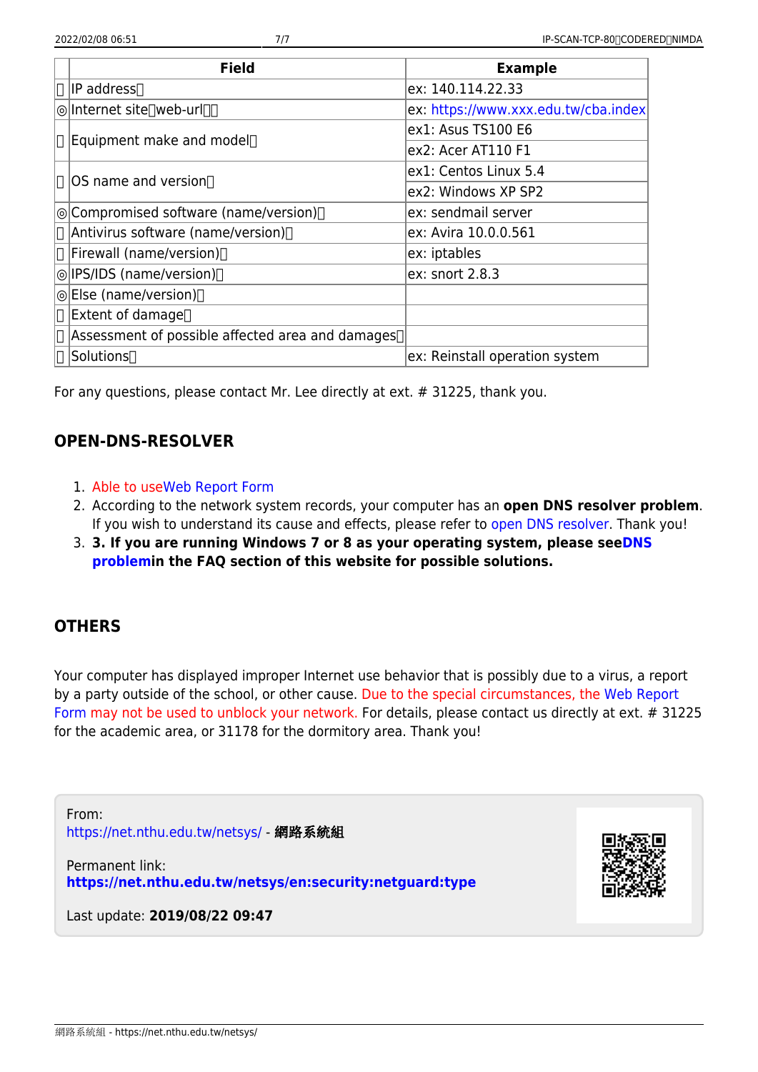| Field | Example |
| --- | --- |
| IP address | ex: 140.114.22.33 |
| ◎Internet site web-url | ex: https://www.xxx.edu.tw/cba.index |
| Equipment make and model | ex1: Asus TS100 E6 |
| | ex2: Acer AT110 F1 |
| OS name and version | ex1: Centos Linux 5.4 |
| | ex2: Windows XP SP2 |
| ◎Compromised software (name/version) | ex: sendmail server |
| Antivirus software (name/version) | ex: Avira 10.0.0.561 |
| Firewall (name/version) | ex: iptables |
| ◎IPS/IDS (name/version) | ex: snort 2.8.3 |
| ◎Else (name/version) | |
| Extent of damage | |
| Assessment of possible affected area and damages | |
| Solutions | ex: Reinstall operation system |

For any questions, please contact Mr. Lee directly at ext. # 31225, thank you.

## OPEN-DNS-RESOLVER

1. Able to useWeb Report Form
2. According to the network system records, your computer has an **open DNS resolver problem**. If you wish to understand its cause and effects, please refer to open DNS resolver. Thank you!
3. **3. If you are running Windows 7 or 8 as your operating system, please seeDNS problemin the FAQ section of this website for possible solutions.**

## OTHERS

Your computer has displayed improper Internet use behavior that is possibly due to a virus, a report by a party outside of the school, or other cause. Due to the special circumstances, the Web Report Form may not be used to unblock your network. For details, please contact us directly at ext. # 31225 for the academic area, or 31178 for the dormitory area. Thank you!

From:
https://net.nthu.edu.tw/netsys/ - **網路系統組**

Permanent link:
**https://net.nthu.edu.tw/netsys/en:security:netguard:type**

Last update: **2019/08/22 09:47**